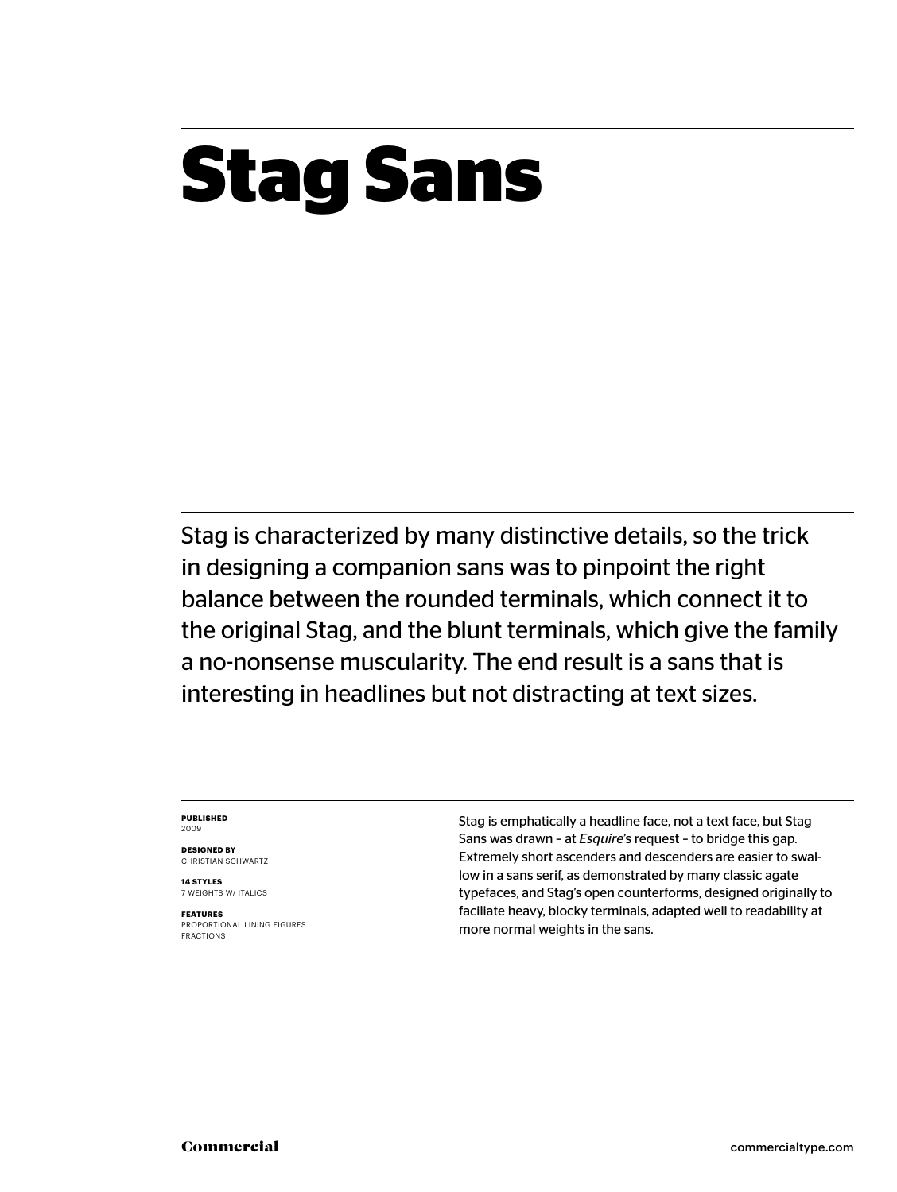# Stag Sans

Stag is characterized by many distinctive details, so the trick in designing a companion sans was to pinpoint the right balance between the rounded terminals, which connect it to the original Stag, and the blunt terminals, which give the family a no-nonsense muscularity. The end result is a sans that is interesting in headlines but not distracting at text sizes.

**PUBLISHED**
2009

**DESIGNED BY**
CHRISTIAN SCHWARTZ

**14 STYLES**
7 WEIGHTS W/ ITALICS

**FEATURES**
PROPORTIONAL LINING FIGURES
FRACTIONS

Stag is emphatically a headline face, not a text face, but Stag Sans was drawn – at *Esquire*'s request – to bridge this gap. Extremely short ascenders and descenders are easier to swallow in a sans serif, as demonstrated by many classic agate typefaces, and Stag's open counterforms, designed originally to faciliate heavy, blocky terminals, adapted well to readability at more normal weights in the sans.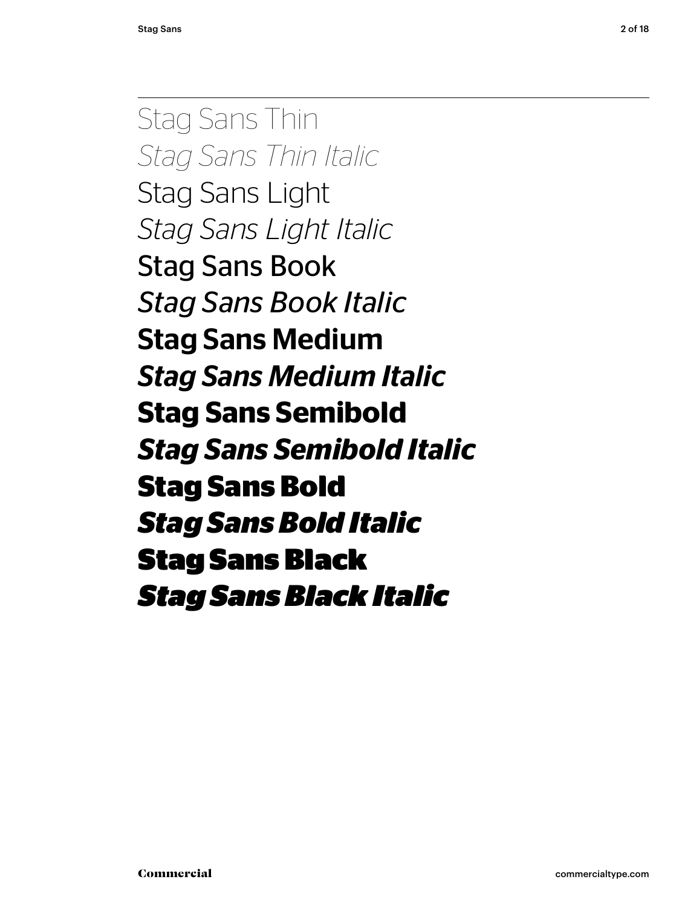Stag Sans Thin

*Stag Sans Thin Italic*

Stag Sans Light

*Stag Sans Light Italic*

Stag Sans Book

*Stag Sans Book Italic*

**Stag Sans Medium**

***Stag Sans Medium Italic***

**Stag Sans Semibold**

***Stag Sans Semibold Italic***

**Stag Sans Bold**

***Stag Sans Bold Italic***

**Stag Sans Black**

***Stag Sans Black Italic***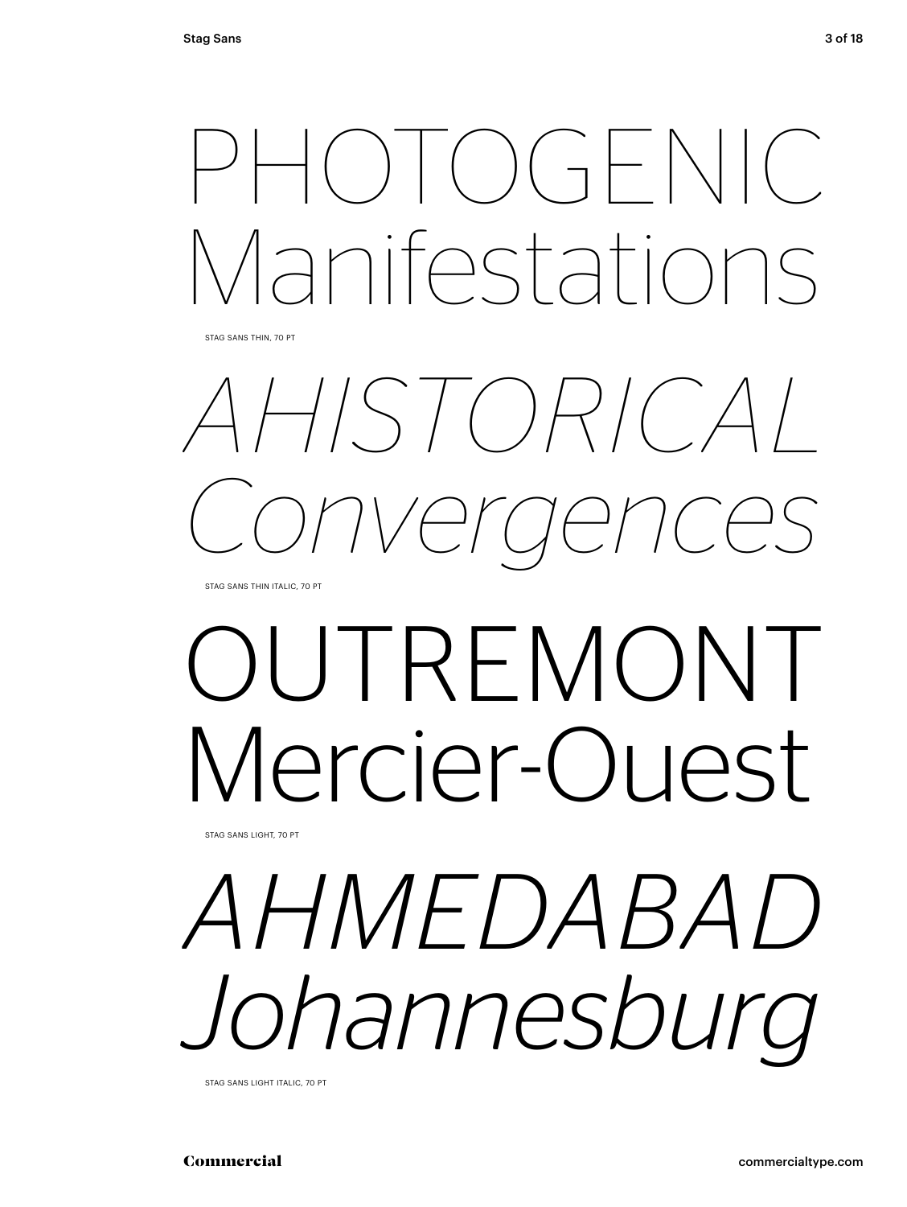PHOTOGENIC
Manifestations

STAG SANS THIN, 70 PT

*AHISTORICAL*
*Convergences*

STAG SANS THIN ITALIC, 70 PT

OUTREMONT
Mercier-Ouest

STAG SANS LIGHT, 70 PT

*AHMEDABAD*
*Johannesburg*

STAG SANS LIGHT ITALIC, 70 PT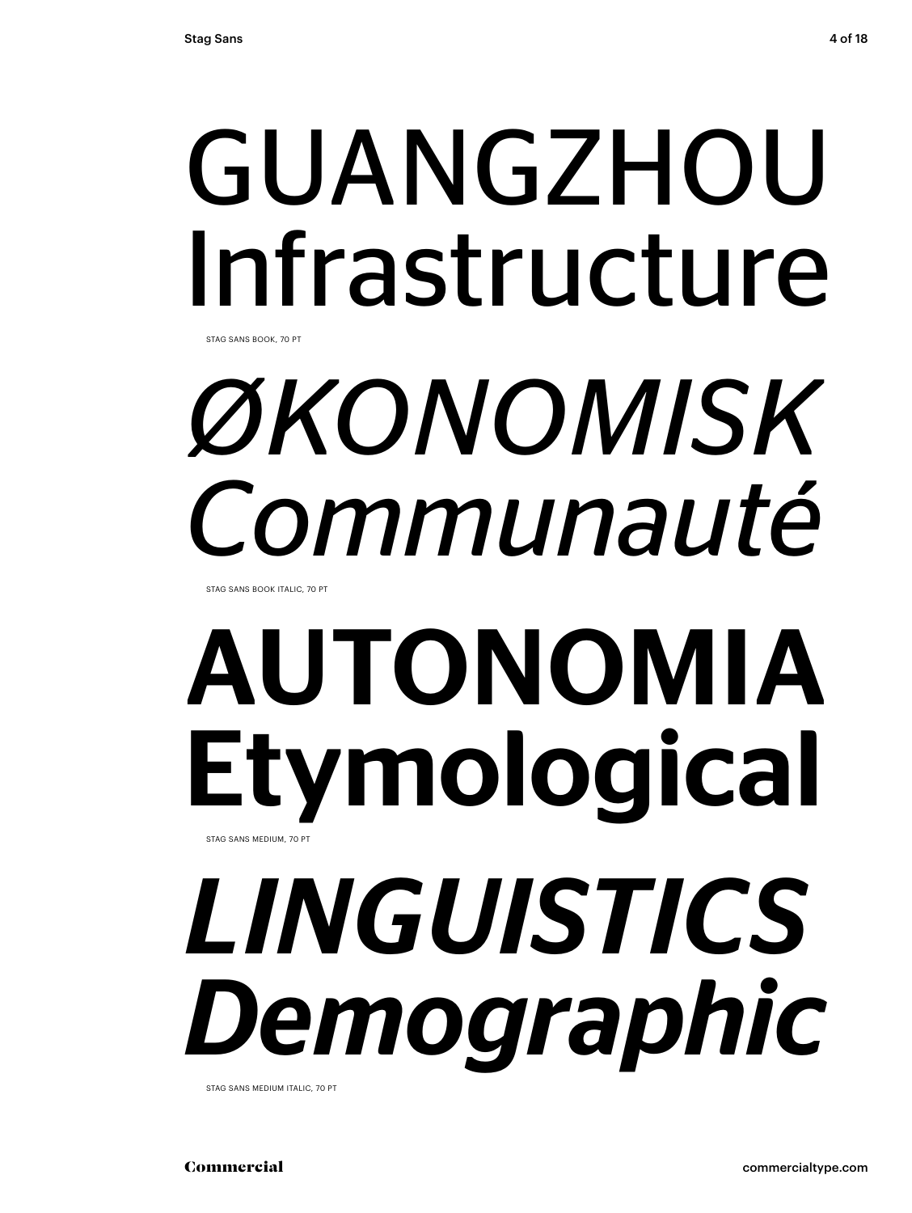GUANGZHOU
Infrastructure

STAG SANS BOOK, 70 PT

*ØKONOMISK*
*Communauté*

STAG SANS BOOK ITALIC, 70 PT

**AUTONOMIA**
**Etymological**

STAG SANS MEDIUM, 70 PT

***LINGUISTICS***
***Demographic***

STAG SANS MEDIUM ITALIC, 70 PT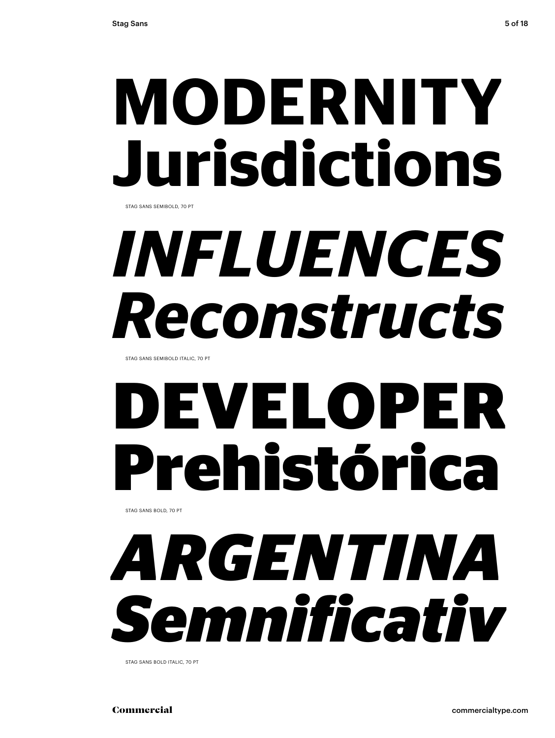# MODERNITY Jurisdictions

STAG SANS SEMIBOLD, 70 PT

# *INFLUENCES Reconstructs*

STAG SANS SEMIBOLD ITALIC, 70 PT

# DEVELOPER Prehistórica

STAG SANS BOLD, 70 PT

# *ARGENTINA Semnificativ*

STAG SANS BOLD ITALIC, 70 PT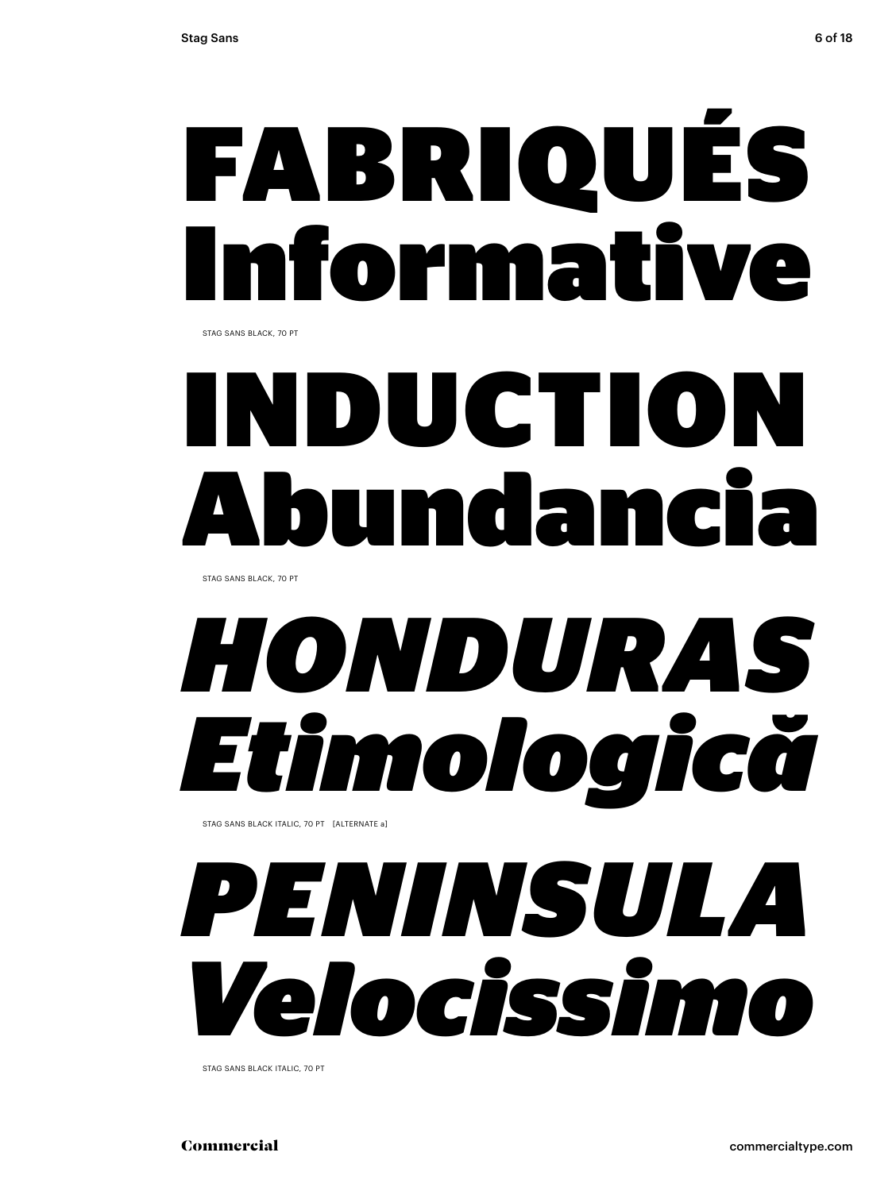# FABRIQUÉS
# Informative

STAG SANS BLACK, 70 PT

# INDUCTION
# Abundancia

STAG SANS BLACK, 70 PT

# *HONDURAS*
# *Etimologică*

STAG SANS BLACK ITALIC, 70 PT [ALTERNATE a]

# *PENINSULA*
# *Velocissimo*

STAG SANS BLACK ITALIC, 70 PT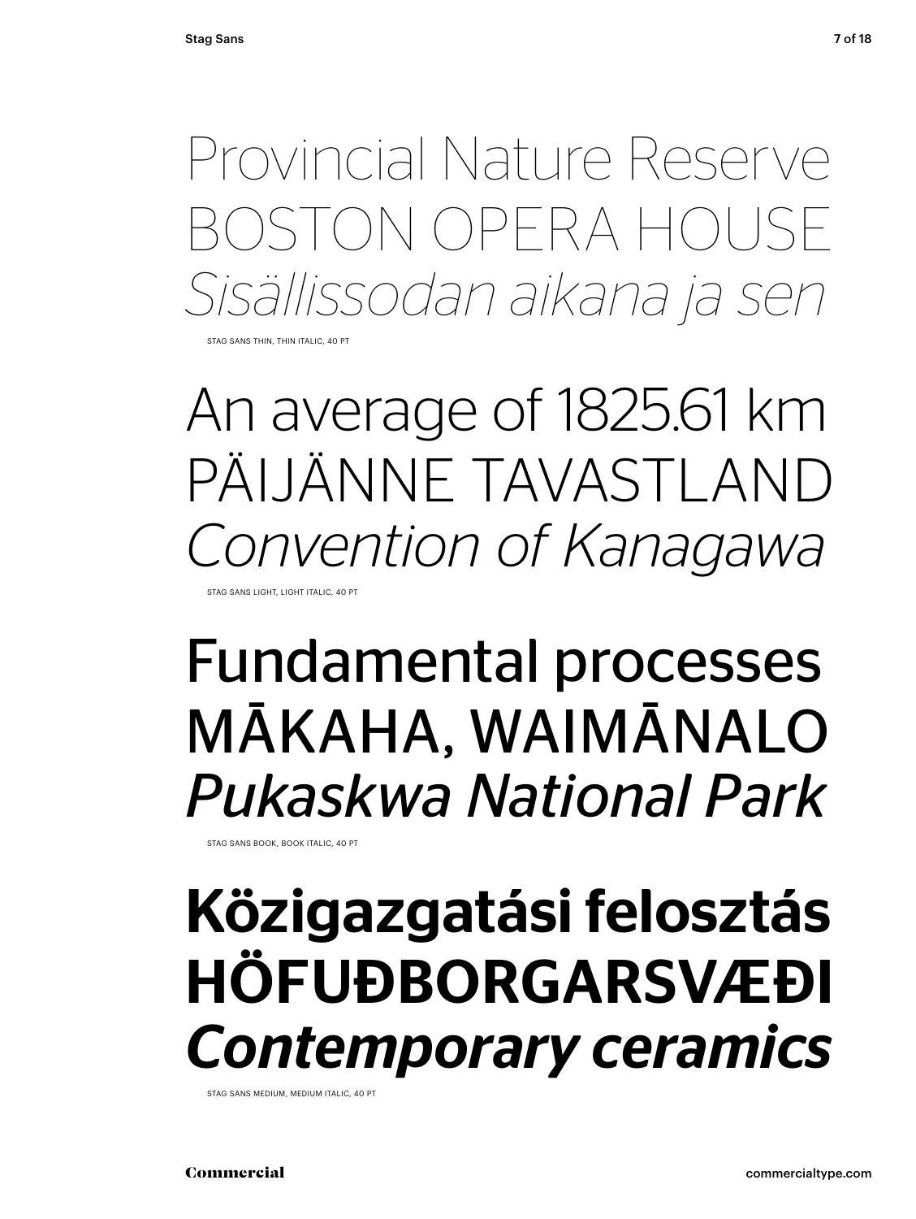Provincial Nature Reserve
BOSTON OPERA HOUSE
*Sisällissodan aikana ja sen*

STAG SANS THIN, THIN ITALIC, 40 PT

An average of 1825.61 km
PÄIJÄNNE TAVASTLAND
*Convention of Kanagawa*

STAG SANS LIGHT, LIGHT ITALIC, 40 PT

Fundamental processes
MĀKAHA, WAIMĀNALO
*Pukaskwa National Park*

STAG SANS BOOK, BOOK ITALIC, 40 PT

**Közigazgatási felosztás**
**HÖFUÐBORGARSVÆÐI**
***Contemporary ceramics***

STAG SANS MEDIUM, MEDIUM ITALIC, 40 PT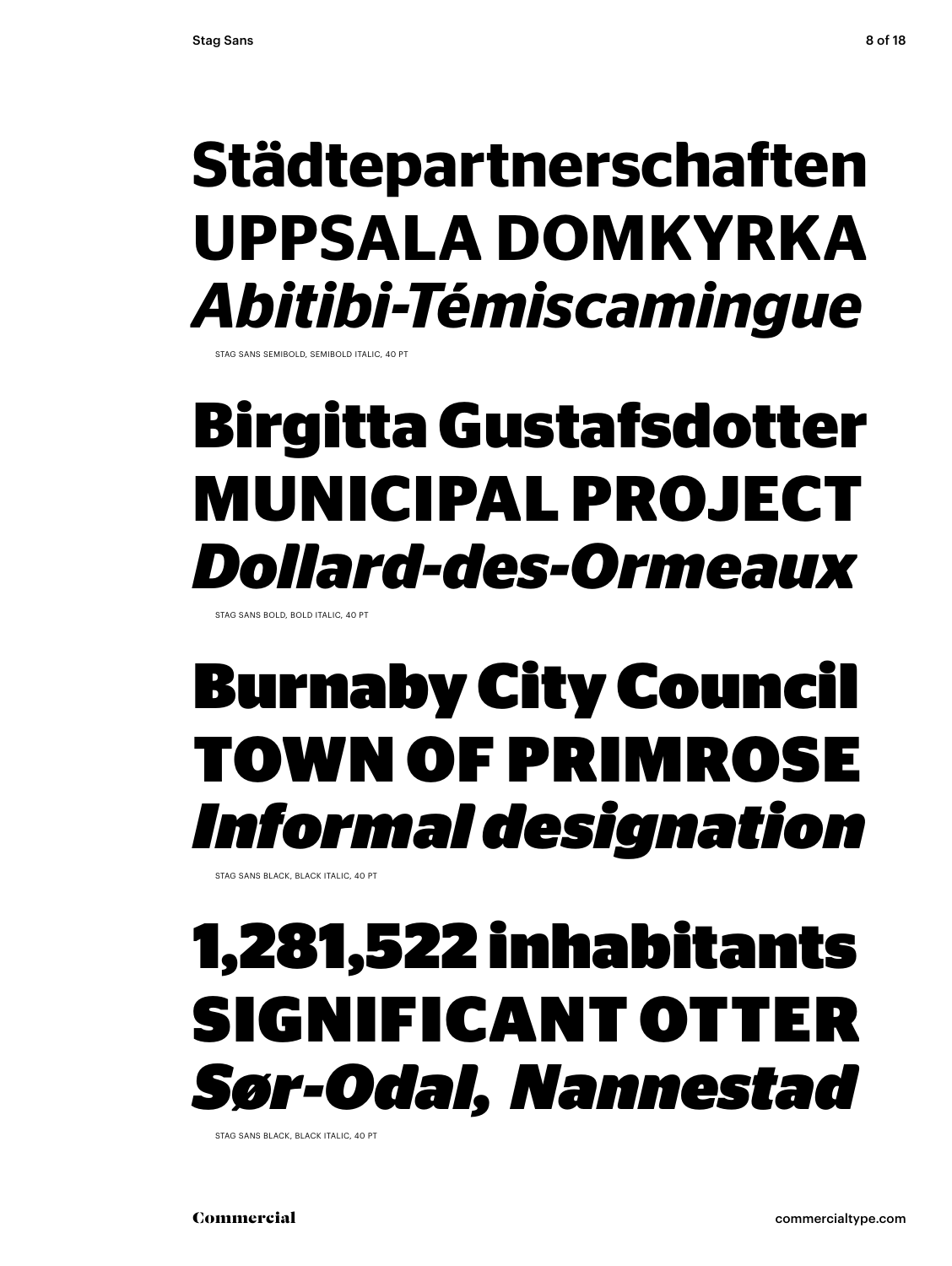**Städtepartnerschaften**
**UPPSALA DOMKYRKA**
***Abitibi-Témiscamingue***

STAG SANS SEMIBOLD, SEMIBOLD ITALIC, 40 PT

**Birgitta Gustafsdotter**
**MUNICIPAL PROJECT**
***Dollard-des-Ormeaux***

STAG SANS BOLD, BOLD ITALIC, 40 PT

**Burnaby City Council**
**TOWN OF PRIMROSE**
***Informal designation***

STAG SANS BLACK, BLACK ITALIC, 40 PT

**1,281,522 inhabitants**
**SIGNIFICANT OTTER**
***Sør-Odal, Nannestad***

STAG SANS BLACK, BLACK ITALIC, 40 PT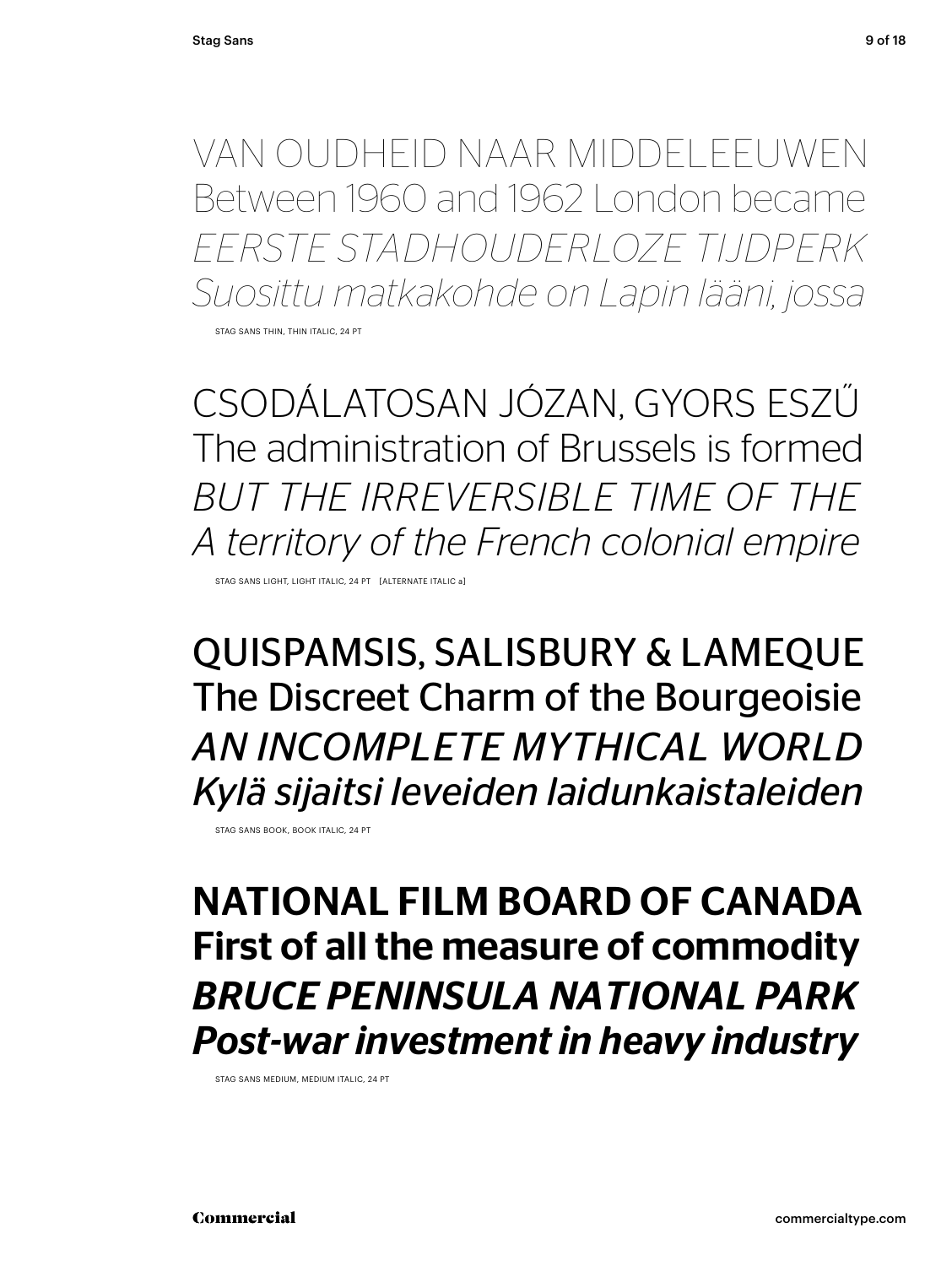VAN OUDHEID NAAR MIDDELEEUWEN
Between 1960 and 1962 London became
*EERSTE STADHOUDERLOZE TIJDPERK*
*Suosittu matkakohde on Lapin lääni, jossa*

STAG SANS THIN, THIN ITALIC, 24 PT

CSODÁLATOSAN JÓZAN, GYORS ESZŰ
The administration of Brussels is formed
*BUT THE IRREVERSIBLE TIME OF THE*
*A territory of the French colonial empire*

STAG SANS LIGHT, LIGHT ITALIC, 24 PT [ALTERNATE ITALIC a]

QUISPAMSIS, SALISBURY & LAMEQUE
The Discreet Charm of the Bourgeoisie
*AN INCOMPLETE MYTHICAL WORLD*
*Kylä sijaitsi leveiden laidunkaistaleiden*

STAG SANS BOOK, BOOK ITALIC, 24 PT

**NATIONAL FILM BOARD OF CANADA**
**First of all the measure of commodity**
***BRUCE PENINSULA NATIONAL PARK***
***Post-war investment in heavy industry***

STAG SANS MEDIUM, MEDIUM ITALIC, 24 PT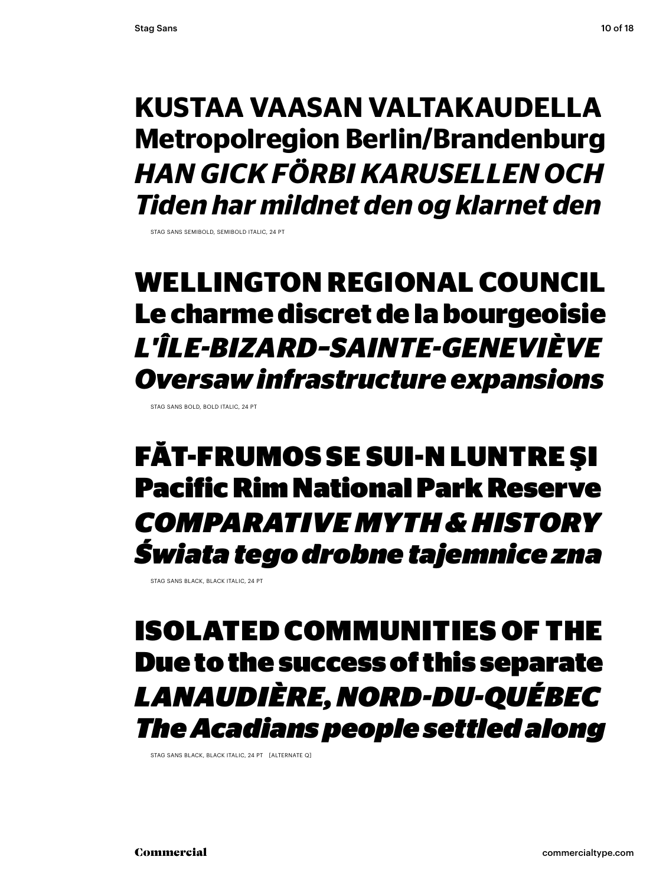**KUSTAA VAASAN VALTAKAUDELLA**
**Metropolregion Berlin/Brandenburg**
***HAN GICK FÖRBI KARUSELLEN OCH***
***Tiden har mildnet den og klarnet den***

STAG SANS SEMIBOLD, SEMIBOLD ITALIC, 24 PT

**WELLINGTON REGIONAL COUNCIL**
**Le charme discret de la bourgeoisie**
***L'ÎLE-BIZARD–SAINTE-GENEVIÈVE***
***Oversaw infrastructure expansions***

STAG SANS BOLD, BOLD ITALIC, 24 PT

**FĂT-FRUMOS SE SUI-N LUNTRE ŞI**
**Pacific Rim National Park Reserve**
***COMPARATIVE MYTH & HISTORY***
***Świata tego drobne tajemnice zna***

STAG SANS BLACK, BLACK ITALIC, 24 PT

**ISOLATED COMMUNITIES OF THE**
**Due to the success of this separate**
***LANAUDIÈRE, NORD-DU-QUÉBEC***
***The Acadians people settled along***

STAG SANS BLACK, BLACK ITALIC, 24 PT [ALTERNATE Q]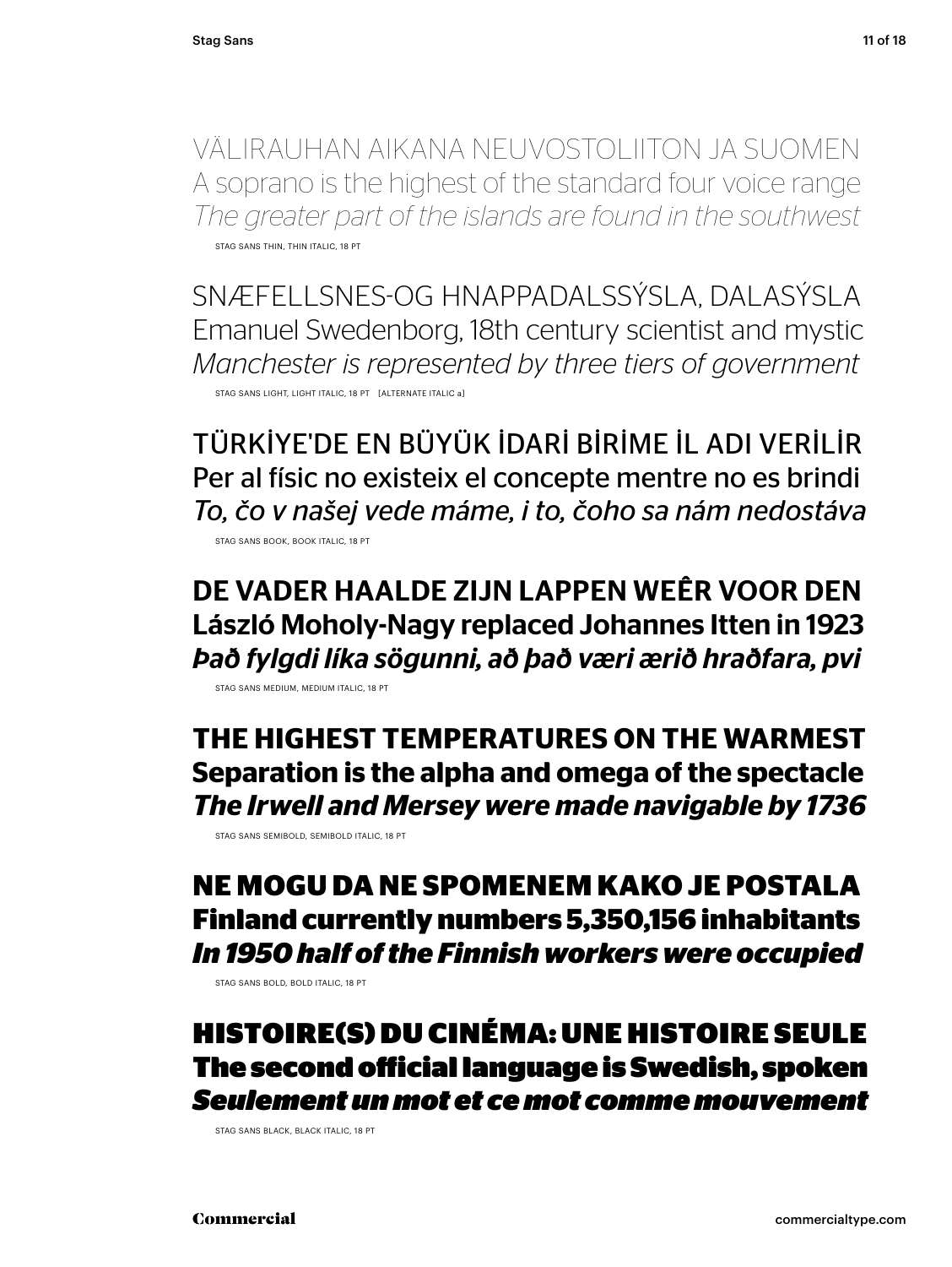VÄLIRAUHAN AIKANA NEUVOSTOLIITON JA SUOMEN
A soprano is the highest of the standard four voice range
*The greater part of the islands are found in the southwest*

STAG SANS THIN, THIN ITALIC, 18 PT

SNÆFELLSNES-OG HNAPPADALSSÝSLA, DALASÝSLA
Emanuel Swedenborg, 18th century scientist and mystic
*Manchester is represented by three tiers of government*

STAG SANS LIGHT, LIGHT ITALIC, 18 PT [ALTERNATE ITALIC a]

TÜRKİYE'DE EN BÜYÜK İDARİ BİRİME İL ADI VERİLİR
Per al físic no existeix el concepte mentre no es brindi
*To, čo v našej vede máme, i to, čoho sa nám nedostáva*

STAG SANS BOOK, BOOK ITALIC, 18 PT

**DE VADER HAALDE ZIJN LAPPEN WEÊR VOOR DEN**
**László Moholy-Nagy replaced Johannes Itten in 1923**
***Það fylgdi líka sögunni, að það væri ærið hraðfara, pvi***

STAG SANS MEDIUM, MEDIUM ITALIC, 18 PT

**THE HIGHEST TEMPERATURES ON THE WARMEST**
**Separation is the alpha and omega of the spectacle**
***The Irwell and Mersey were made navigable by 1736***

STAG SANS SEMIBOLD, SEMIBOLD ITALIC, 18 PT

**NE MOGU DA NE SPOMENEM KAKO JE POSTALA**
**Finland currently numbers 5,350,156 inhabitants**
***In 1950 half of the Finnish workers were occupied***

STAG SANS BOLD, BOLD ITALIC, 18 PT

**HISTOIRE(S) DU CINÉMA: UNE HISTOIRE SEULE**
**The second official language is Swedish, spoken**
***Seulement un mot et ce mot comme mouvement***

STAG SANS BLACK, BLACK ITALIC, 18 PT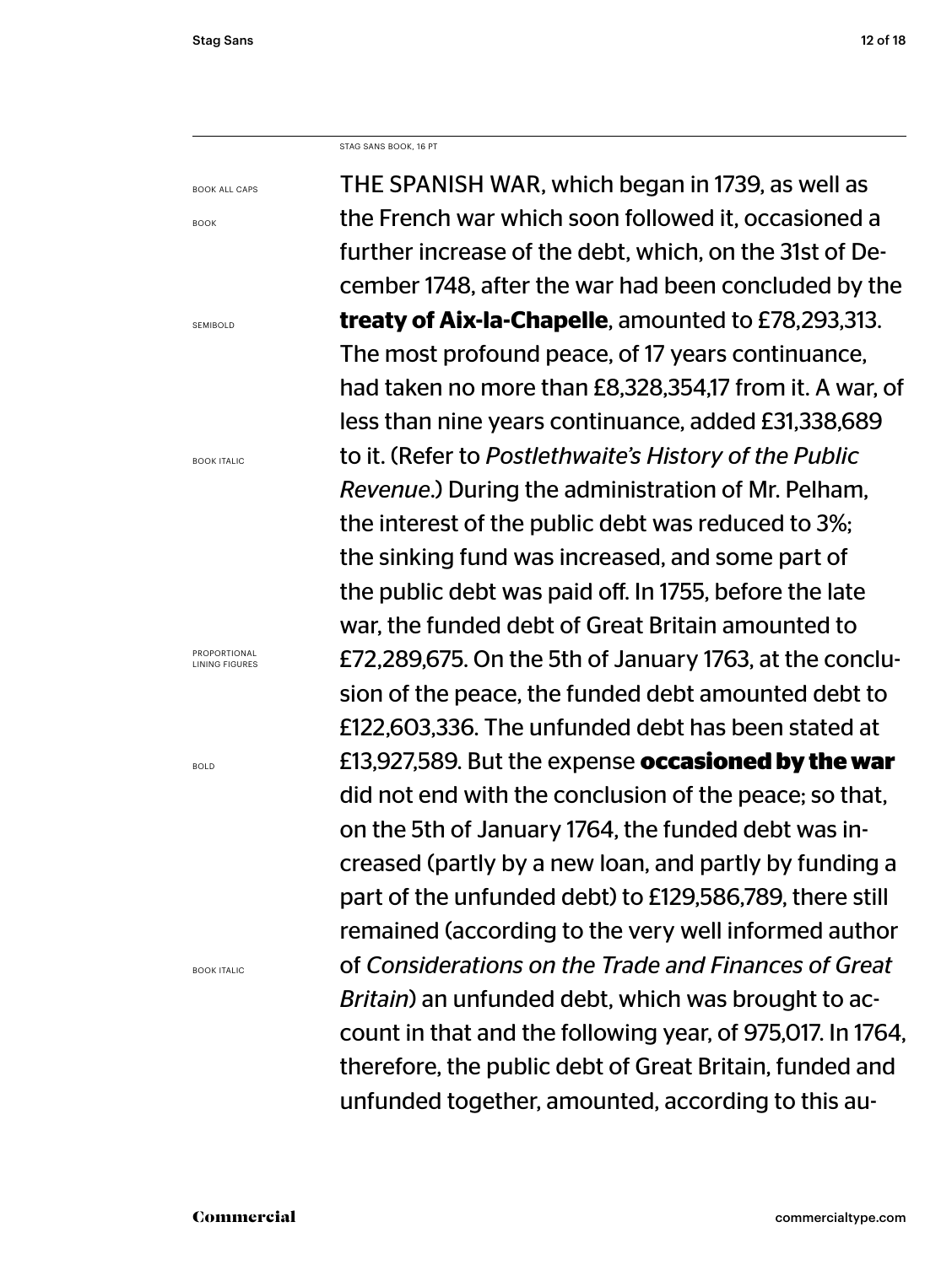STAG SANS BOOK, 16 PT

BOOK ALL CAPS

BOOK

SEMIBOLD

BOOK ITALIC

PROPORTIONAL LINING FIGURES

BOLD

BOOK ITALIC

THE SPANISH WAR, which began in 1739, as well as the French war which soon followed it, occasioned a further increase of the debt, which, on the 31st of December 1748, after the war had been concluded by the **treaty of Aix-la-Chapelle**, amounted to £78,293,313. The most profound peace, of 17 years continuance, had taken no more than £8,328,354,17 from it. A war, of less than nine years continuance, added £31,338,689 to it. (Refer to *Postlethwaite's History of the Public Revenue*.) During the administration of Mr. Pelham, the interest of the public debt was reduced to 3%; the sinking fund was increased, and some part of the public debt was paid off. In 1755, before the late war, the funded debt of Great Britain amounted to £72,289,675. On the 5th of January 1763, at the conclusion of the peace, the funded debt amounted debt to £122,603,336. The unfunded debt has been stated at £13,927,589. But the expense **occasioned by the war** did not end with the conclusion of the peace; so that, on the 5th of January 1764, the funded debt was increased (partly by a new loan, and partly by funding a part of the unfunded debt) to £129,586,789, there still remained (according to the very well informed author of *Considerations on the Trade and Finances of Great Britain*) an unfunded debt, which was brought to account in that and the following year, of 975,017. In 1764, therefore, the public debt of Great Britain, funded and unfunded together, amounted, according to this au-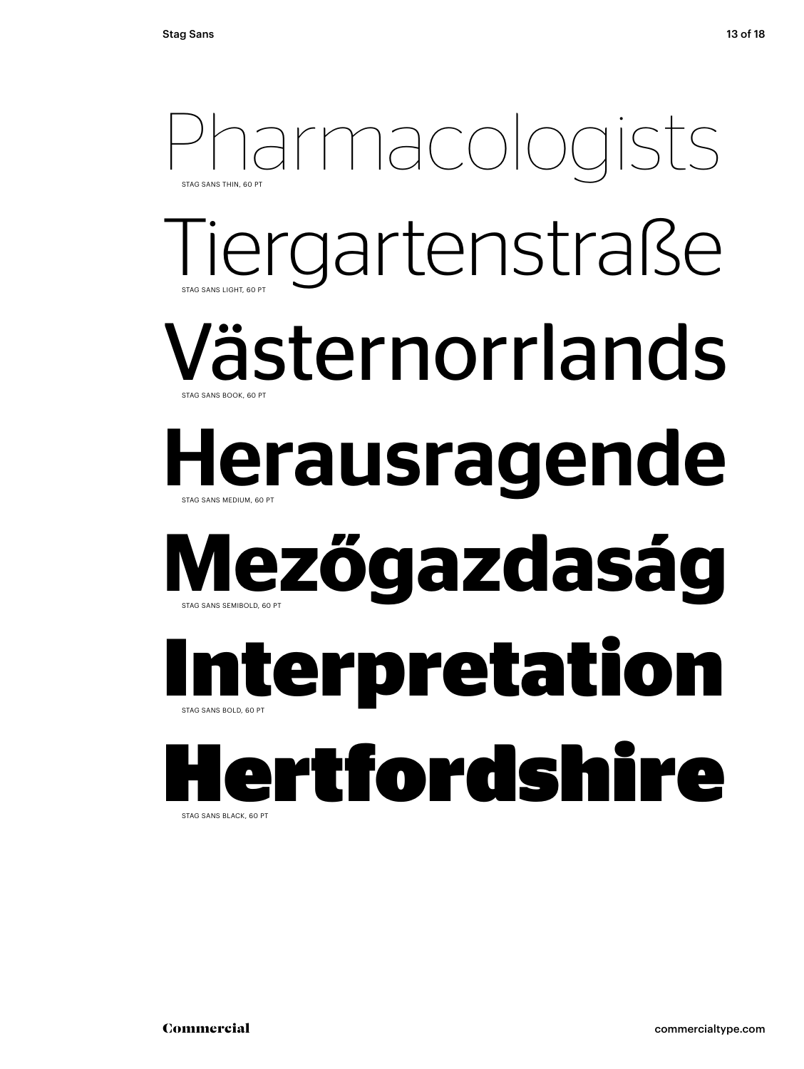Pharmacologists

STAG SANS THIN, 60 PT

Tiergartenstraße

STAG SANS LIGHT, 60 PT

Västernorrlands

STAG SANS BOOK, 60 PT

**Herausragende**

STAG SANS MEDIUM, 60 PT

**Mezőgazdaság**

STAG SANS SEMIBOLD, 60 PT

**Interpretation**

STAG SANS BOLD, 60 PT

**Hertfordshire**

STAG SANS BLACK, 60 PT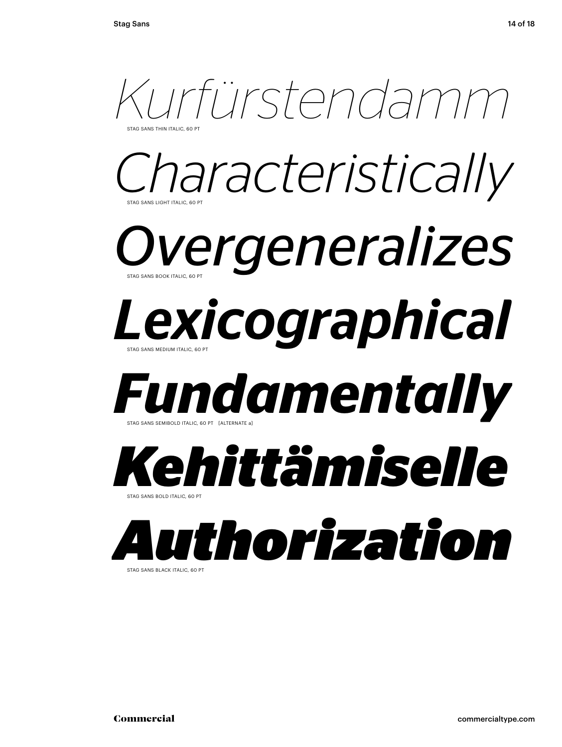*Kurfürstendamm*

STAG SANS THIN ITALIC, 60 PT

*Characteristically*

STAG SANS LIGHT ITALIC, 60 PT

*Overgeneralizes*

STAG SANS BOOK ITALIC, 60 PT

***Lexicographical***

STAG SANS MEDIUM ITALIC, 60 PT

***Fundamentally***

STAG SANS SEMIBOLD ITALIC, 60 PT [ALTERNATE a]

***Kehittämiselle***

STAG SANS BOLD ITALIC, 60 PT

***Authorization***

STAG SANS BLACK ITALIC, 60 PT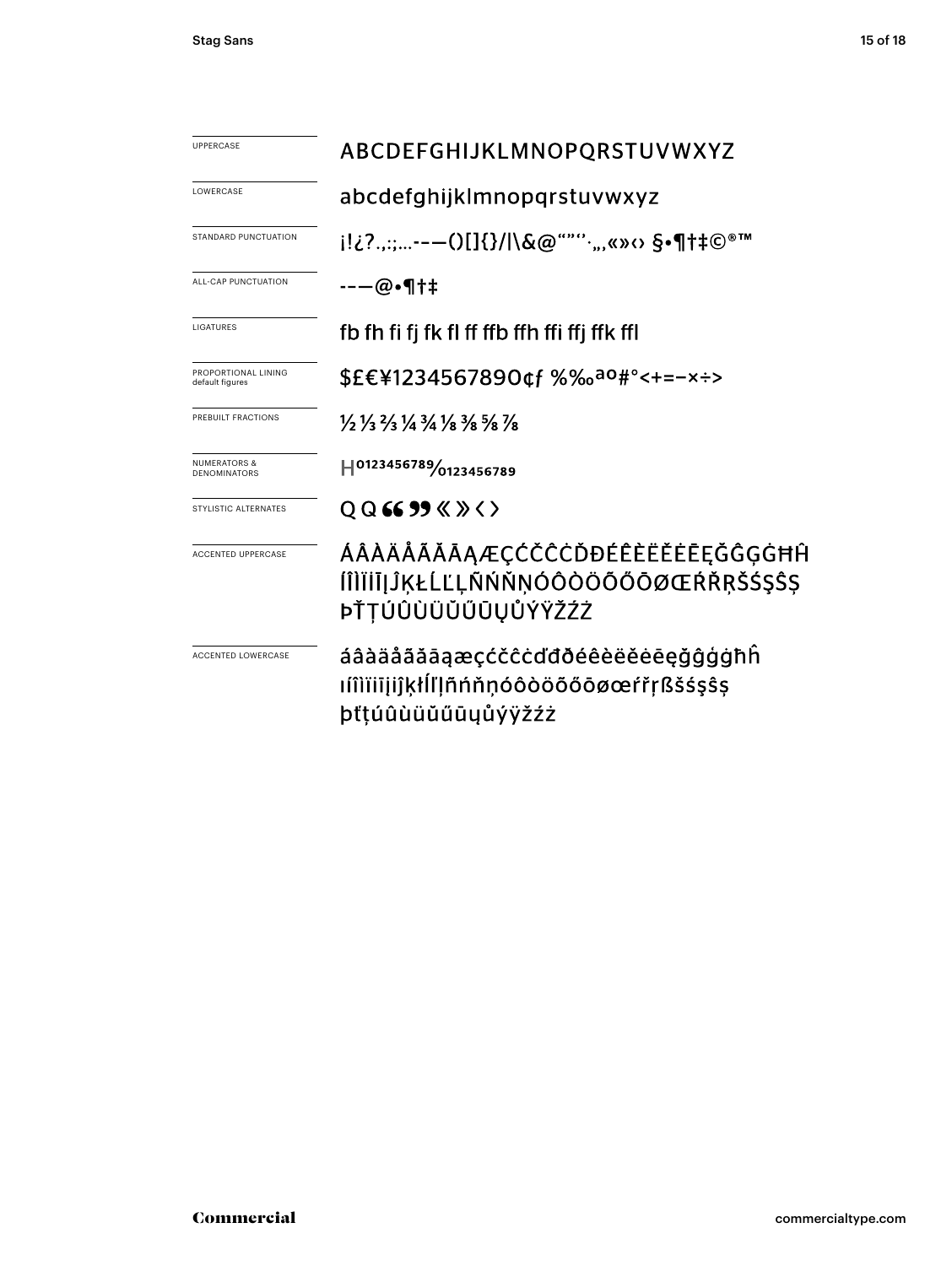| | |
|---|---|
| UPPERCASE | ABCDEFGHIJKLMNOPQRSTUVWXYZ |
| LOWERCASE | abcdefghijklmnopqrstuvwxyz |
| STANDARD PUNCTUATION | ¡!¿?.,:;…-–—()[]{}/\|\&@“”‘’·‚„«»‹› §•¶†‡©®™ |
| ALL-CAP PUNCTUATION | -–—@•¶†‡ |
| LIGATURES | fb fh fi fj fk fl ff ffb ffh ffi ffj ffk ffl |
| PROPORTIONAL LINING default figures | $£€¥1234567890¢ƒ %‰ªº#°<+=−×÷> |
| PREBUILT FRACTIONS | ½ ⅓ ⅔ ¼ ¾ ⅛ ⅜ ⅝ ⅞ |
| NUMERATORS & DENOMINATORS | H0123456789⁄0123456789 |
| STYLISTIC ALTERNATES | Q Q “ ” « » ‹ › |
| ACCENTED UPPERCASE | ÁÂÀÄÅÃĂĀĄÆÇĆČĈĊĎĐÉÊÈËĚĖĒĘĞĜĢĠĦĤÍÎÌÏİĪĮĴĶŁĹĽĻÑŃŇŅÓÔÒÖÕŐŌØŒŔŘŖŠŚŞŜȘÞŤŢÚÛÙÜŬŰŪŲŮÝŸŽŹŻ |
| ACCENTED LOWERCASE | áâàäåãăāąæçćčĉċďđðéêèëěėēęğĝģġħĥıíîìïīįĵķłĺľļñńňņóôòöõőōøœŕřŗßšśşŝșþťţúûùüŭűūųůýÿžźż |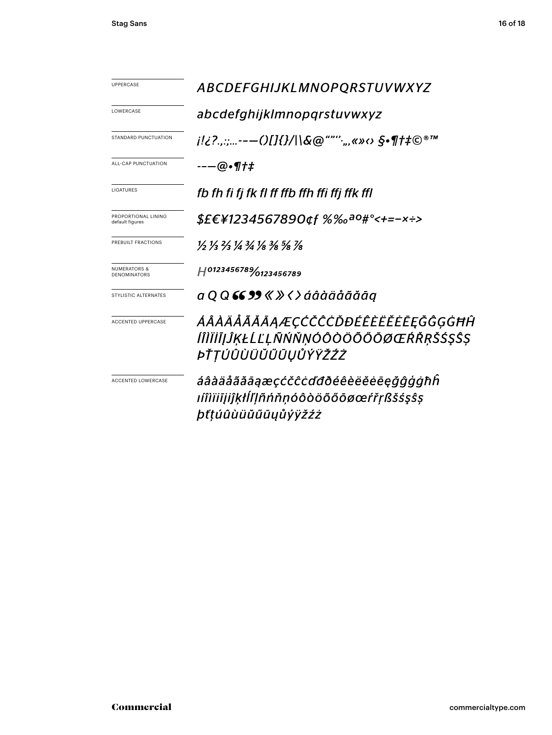| | |
|---|---|
| UPPERCASE | *ABCDEFGHIJKLMNOPQRSTUVWXYZ* |
| LOWERCASE | *abcdefghijklmnopqrstuvwxyz* |
| STANDARD PUNCTUATION | *¡!¿?.,:;...-–—()[]{}/\|\\&@“”‘’·„‚«»‹› §•¶†‡©®™* |
| ALL-CAP PUNCTUATION | *-–—@•¶†‡* |
| LIGATURES | *fb fh fi fj fk fl ff ffb ffh ffi ffj ffk ffl* |
| PROPORTIONAL LINING default figures | *$£€¥1234567890¢ƒ %‰ªº#°<+=−×÷>* |
| PREBUILT FRACTIONS | *½ ⅓ ⅔ ¼ ¾ ⅛ ⅜ ⅝ ⅞* |
| NUMERATORS & DENOMINATORS | *H⁰¹²³⁴⁵⁶⁷⁸⁹⁄₀₁₂₃₄₅₆₇₈₉* |
| STYLISTIC ALTERNATES | *ɑ Q Q “ ” « » ‹ › ɑ́ ɑ̂ ɑ̀ ɑ̈ ɑ̊ ɑ̃ ɑ̆ ɑ̄ ɑ̨* |
| ACCENTED UPPERCASE | *ÁÂÀÄÅÃĂĀĄÆÇĆČĈĊĎĐÉÊÈËĚĖĒĘĞĜĢĠĦĤ ÍÎÌÏĪĮĴĶŁĹĽĻÑŃŇŅÓÔÒÖÕŐŌØŒŔŘŖŠŚŞŜȘ ÞŤŢÚÛÙÜŬŰŪŲŮÝŸŽŹŻ* |
| ACCENTED LOWERCASE | *áâàäåãăāąæçćčĉċďđðéêèëěėēęğĝģġħĥ ıíîìïīįĵķłĺľļñńňņóôòöõőōøœŕřŗßšśşŝș þťţúûùüŭűūųůýÿžźż* |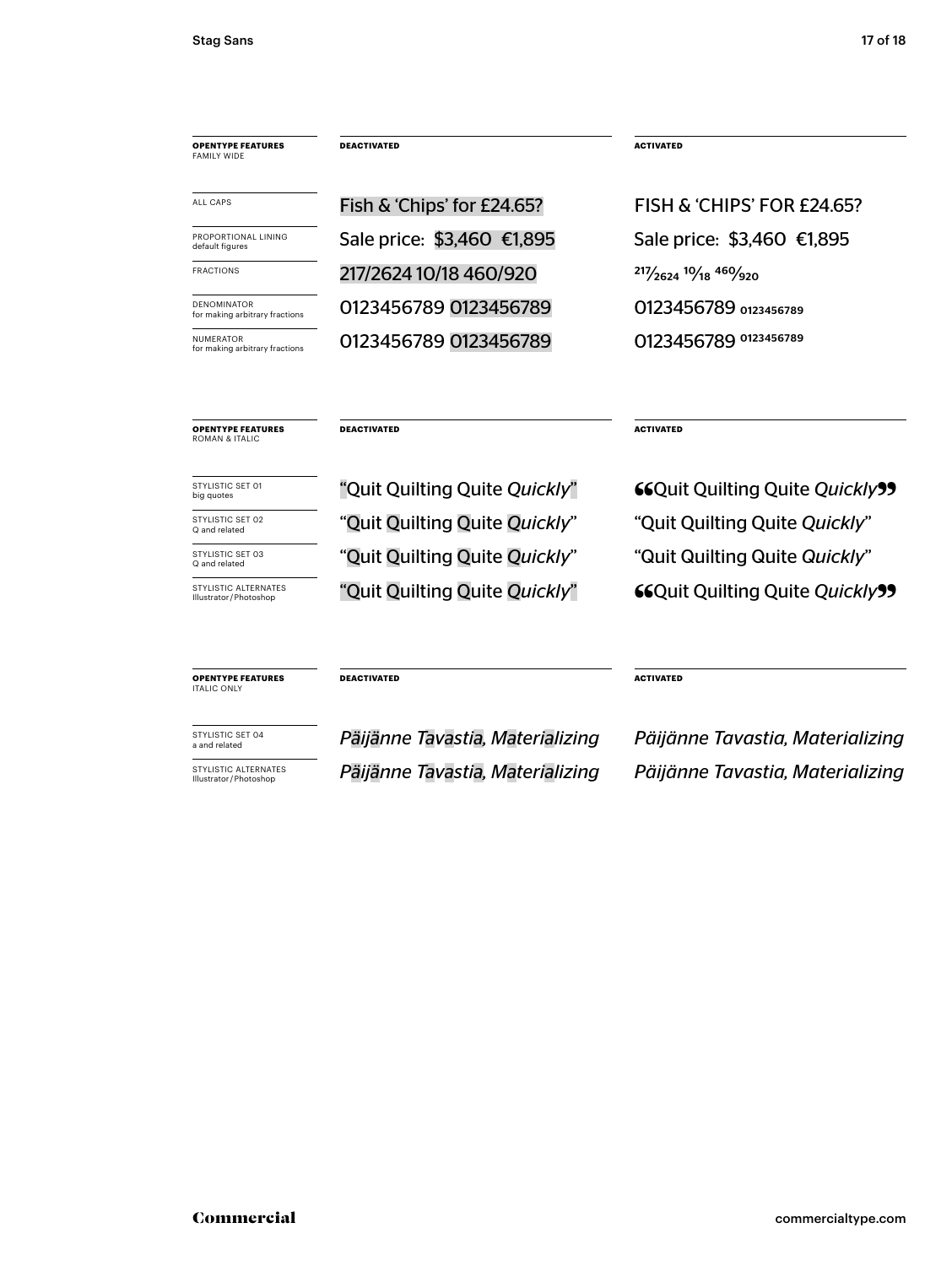| OPENTYPE FEATURES<br>FAMILY WIDE | DEACTIVATED | ACTIVATED |
| --- | --- | --- |
| ALL CAPS | Fish & 'Chips' for £24.65? | FISH & 'CHIPS' FOR £24.65? |
| PROPORTIONAL LINING<br>default figures | Sale price: $3,460 €1,895 | Sale price: $3,460 €1,895 |
| FRACTIONS | 217/2624 10/18 460/920 | 217⁄2624 10⁄18 460⁄920 |
| DENOMINATOR<br>for making arbitrary fractions | 0123456789 0123456789 | 0123456789 0123456789 |
| NUMERATOR<br>for making arbitrary fractions | 0123456789 0123456789 | 0123456789 0123456789 |

| OPENTYPE FEATURES<br>ROMAN & ITALIC | DEACTIVATED | ACTIVATED |
| --- | --- | --- |
| STYLISTIC SET 01<br>big quotes | "Quit Quilting Quite *Quickly*" | "Quit Quilting Quite *Quickly*" |
| STYLISTIC SET 02<br>Q and related | "Quit Quilting Quite *Quickly*" | "Quit Quilting Quite *Quickly*" |
| STYLISTIC SET 03<br>Q and related | "Quit Quilting Quite *Quickly*" | "Quit Quilting Quite *Quickly*" |
| STYLISTIC ALTERNATES<br>Illustrator/Photoshop | "Quit Quilting Quite *Quickly*" | "Quit Quilting Quite *Quickly*" |

| OPENTYPE FEATURES<br>ITALIC ONLY | DEACTIVATED | ACTIVATED |
| --- | --- | --- |
| STYLISTIC SET 04<br>a and related | *Päijänne Tavastia, Materializing* | *Päijänne Tavastia, Materializing* |
| STYLISTIC ALTERNATES<br>Illustrator/Photoshop | *Päijänne Tavastia, Materializing* | *Päijänne Tavastia, Materializing* |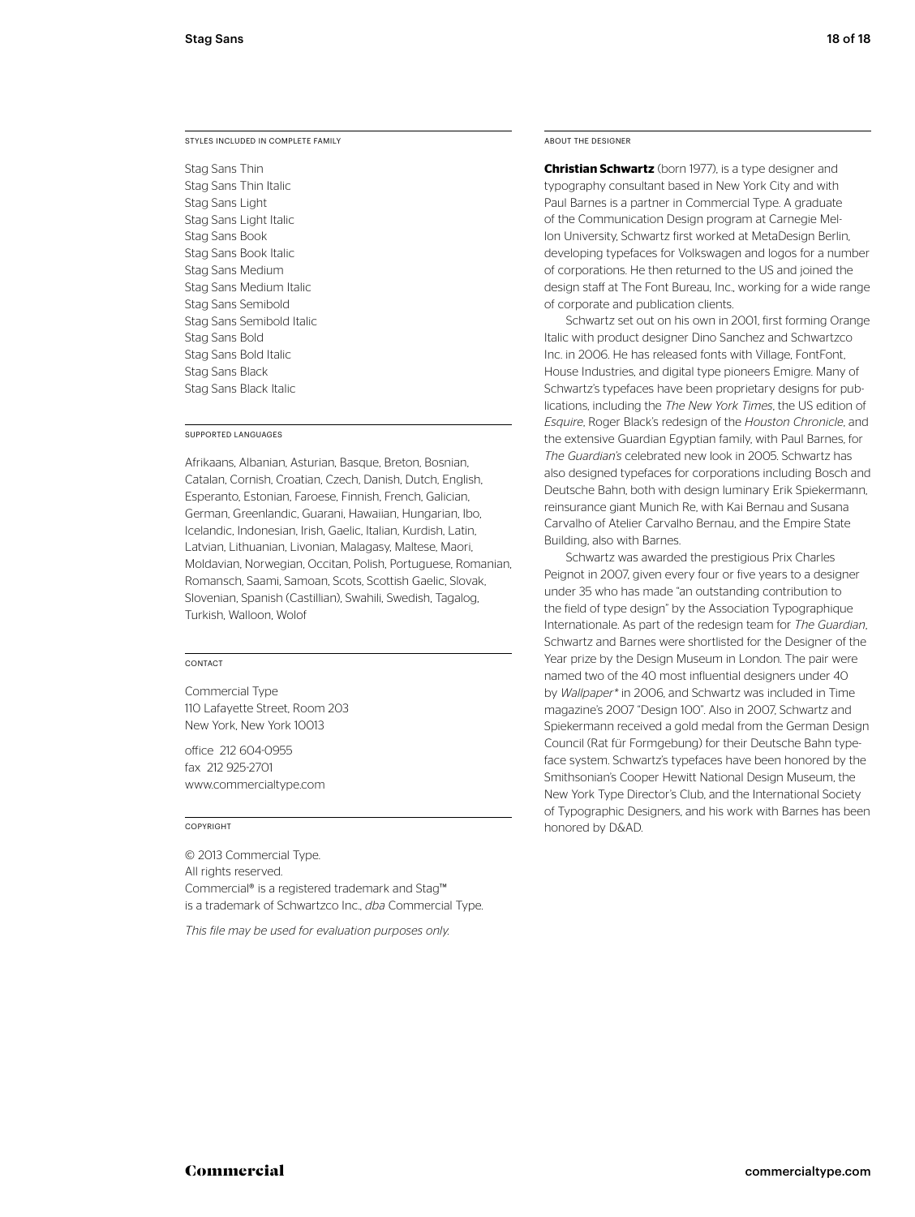## STYLES INCLUDED IN COMPLETE FAMILY

Stag Sans Thin
Stag Sans Thin Italic
Stag Sans Light
Stag Sans Light Italic
Stag Sans Book
Stag Sans Book Italic
Stag Sans Medium
Stag Sans Medium Italic
Stag Sans Semibold
Stag Sans Semibold Italic
Stag Sans Bold
Stag Sans Bold Italic
Stag Sans Black
Stag Sans Black Italic

## SUPPORTED LANGUAGES

Afrikaans, Albanian, Asturian, Basque, Breton, Bosnian, Catalan, Cornish, Croatian, Czech, Danish, Dutch, English, Esperanto, Estonian, Faroese, Finnish, French, Galician, German, Greenlandic, Guarani, Hawaiian, Hungarian, Ibo, Icelandic, Indonesian, Irish, Gaelic, Italian, Kurdish, Latin, Latvian, Lithuanian, Livonian, Malagasy, Maltese, Maori, Moldavian, Norwegian, Occitan, Polish, Portuguese, Romanian, Romansch, Saami, Samoan, Scots, Scottish Gaelic, Slovak, Slovenian, Spanish (Castillian), Swahili, Swedish, Tagalog, Turkish, Walloon, Wolof

## CONTACT

Commercial Type
110 Lafayette Street, Room 203
New York, New York 10013

office 212 604-0955
fax 212 925-2701
www.commercialtype.com

## COPYRIGHT

© 2013 Commercial Type.
All rights reserved.
Commercial® is a registered trademark and Stag™ is a trademark of Schwartzco Inc., *dba* Commercial Type.

*This file may be used for evaluation purposes only.*

## ABOUT THE DESIGNER

**Christian Schwartz** (born 1977), is a type designer and typography consultant based in New York City and with Paul Barnes is a partner in Commercial Type. A graduate of the Communication Design program at Carnegie Mellon University, Schwartz first worked at MetaDesign Berlin, developing typefaces for Volkswagen and logos for a number of corporations. He then returned to the US and joined the design staff at The Font Bureau, Inc., working for a wide range of corporate and publication clients.

Schwartz set out on his own in 2001, first forming Orange Italic with product designer Dino Sanchez and Schwartzco Inc. in 2006. He has released fonts with Village, FontFont, House Industries, and digital type pioneers Emigre. Many of Schwartz's typefaces have been proprietary designs for publications, including the *The New York Times*, the US edition of *Esquire*, Roger Black's redesign of the *Houston Chronicle*, and the extensive Guardian Egyptian family, with Paul Barnes, for *The Guardian's* celebrated new look in 2005. Schwartz has also designed typefaces for corporations including Bosch and Deutsche Bahn, both with design luminary Erik Spiekermann, reinsurance giant Munich Re, with Kai Bernau and Susana Carvalho of Atelier Carvalho Bernau, and the Empire State Building, also with Barnes.

Schwartz was awarded the prestigious Prix Charles Peignot in 2007, given every four or five years to a designer under 35 who has made "an outstanding contribution to the field of type design" by the Association Typographique Internationale. As part of the redesign team for *The Guardian*, Schwartz and Barnes were shortlisted for the Designer of the Year prize by the Design Museum in London. The pair were named two of the 40 most influential designers under 40 by *Wallpaper\** in 2006, and Schwartz was included in Time magazine's 2007 "Design 100". Also in 2007, Schwartz and Spiekermann received a gold medal from the German Design Council (Rat für Formgebung) for their Deutsche Bahn typeface system. Schwartz's typefaces have been honored by the Smithsonian's Cooper Hewitt National Design Museum, the New York Type Director's Club, and the International Society of Typographic Designers, and his work with Barnes has been honored by D&AD.